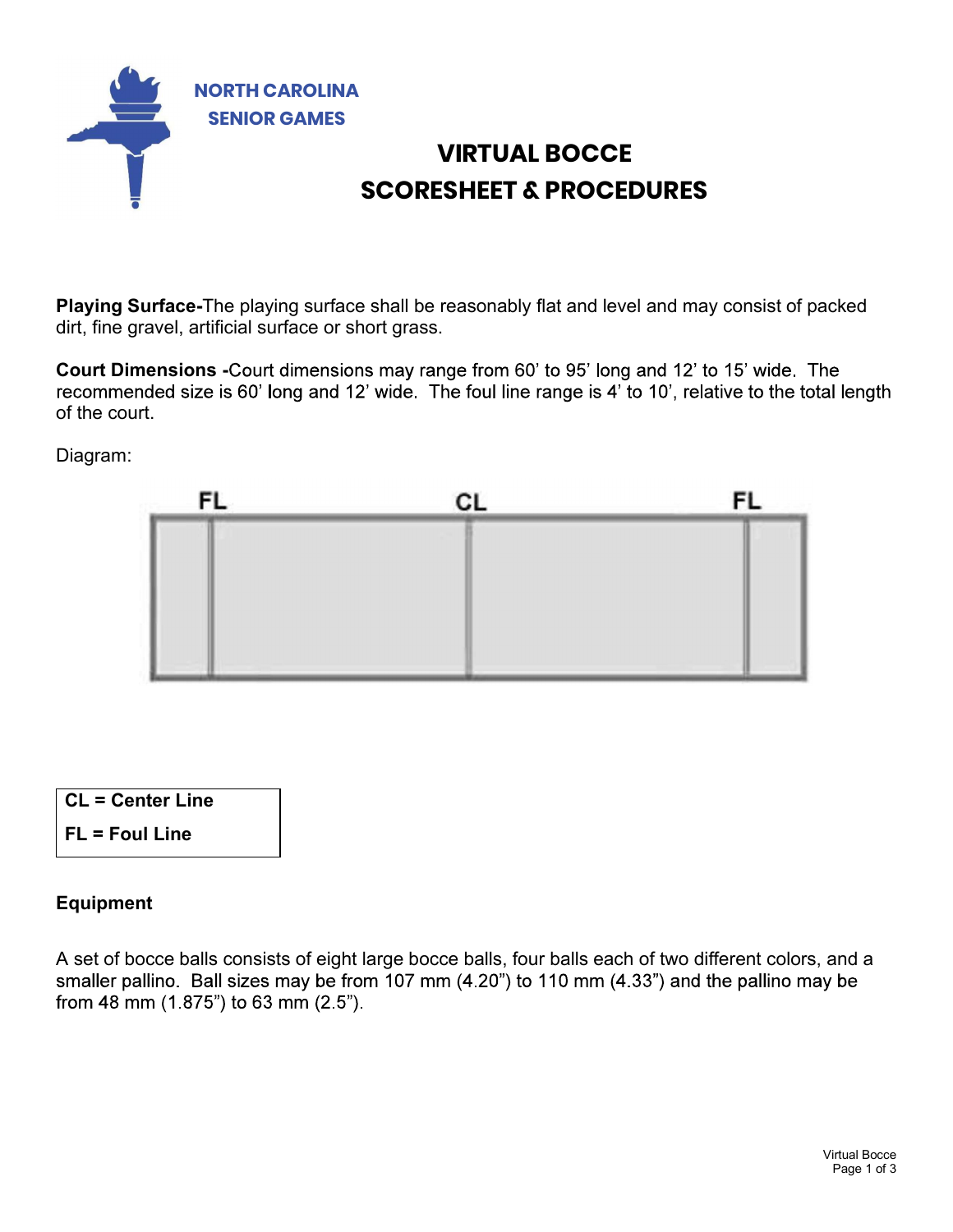NORTH CAROLINA
SENIOR GAMES

# VIRTUAL BOCCE
# SCORESHEET & PROCEDURES

**Playing Surface-**The playing surface shall be reasonably flat and level and may consist of packed dirt, fine gravel, artificial surface or short grass.

**Court Dimensions -**Court dimensions may range from 60' to 95' long and 12' to 15' wide. The recommended size is 60' long and 12' wide. The foul line range is 4' to 10', relative to the total length of the court.

Diagram:

FL CL FL

| |
|---|
| **CL = Center Line** |
| **FL = Foul Line** |

### Equipment

A set of bocce balls consists of eight large bocce balls, four balls each of two different colors, and a smaller pallino. Ball sizes may be from 107 mm (4.20") to 110 mm (4.33") and the pallino may be from 48 mm (1.875") to 63 mm (2.5").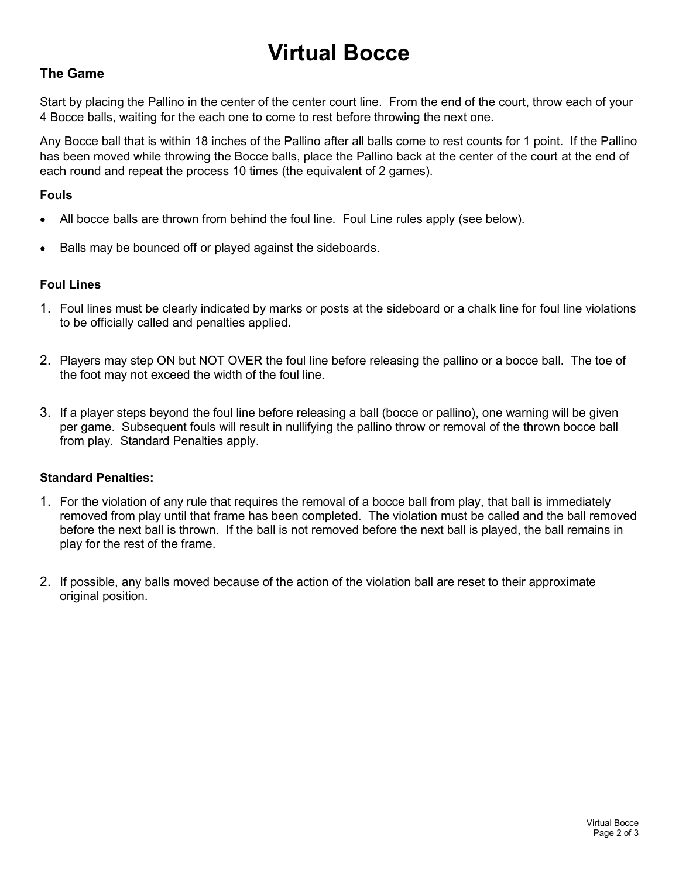# Virtual Bocce

## The Game

Start by placing the Pallino in the center of the center court line. From the end of the court, throw each of your 4 Bocce balls, waiting for the each one to come to rest before throwing the next one.

Any Bocce ball that is within 18 inches of the Pallino after all balls come to rest counts for 1 point. If the Pallino has been moved while throwing the Bocce balls, place the Pallino back at the center of the court at the end of each round and repeat the process 10 times (the equivalent of 2 games).

### Fouls

- All bocce balls are thrown from behind the foul line. Foul Line rules apply (see below).
- Balls may be bounced off or played against the sideboards.

### Foul Lines

1. Foul lines must be clearly indicated by marks or posts at the sideboard or a chalk line for foul line violations to be officially called and penalties applied.
2. Players may step ON but NOT OVER the foul line before releasing the pallino or a bocce ball. The toe of the foot may not exceed the width of the foul line.
3. If a player steps beyond the foul line before releasing a ball (bocce or pallino), one warning will be given per game. Subsequent fouls will result in nullifying the pallino throw or removal of the thrown bocce ball from play. Standard Penalties apply.

### Standard Penalties:

1. For the violation of any rule that requires the removal of a bocce ball from play, that ball is immediately removed from play until that frame has been completed. The violation must be called and the ball removed before the next ball is thrown. If the ball is not removed before the next ball is played, the ball remains in play for the rest of the frame.
2. If possible, any balls moved because of the action of the violation ball are reset to their approximate original position.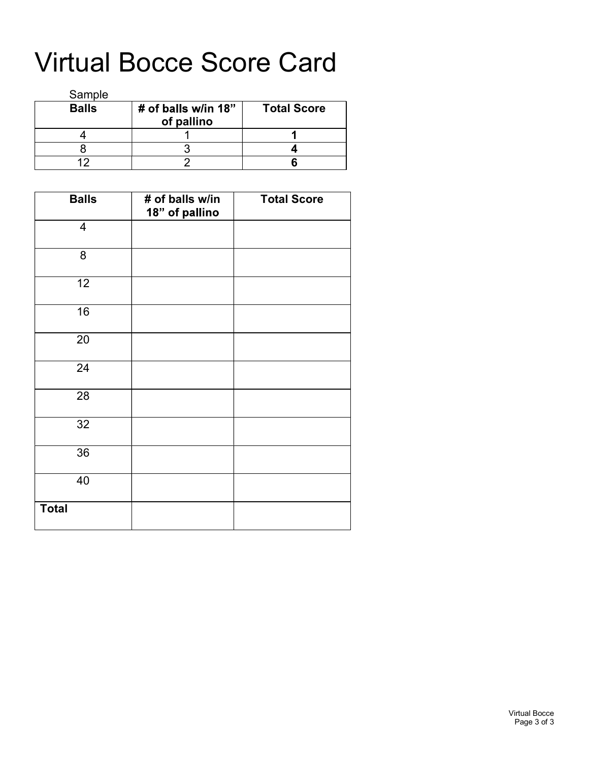# Virtual Bocce Score Card

Sample

| Balls | # of balls w/in 18" of pallino | Total Score |
|---|---|---|
| 4 | 1 | **1** |
| 8 | 3 | **4** |
| 12 | 2 | **6** |

| Balls | # of balls w/in 18" of pallino | Total Score |
|---|---|---|
| 4 | | |
| 8 | | |
| 12 | | |
| 16 | | |
| 20 | | |
| 24 | | |
| 28 | | |
| 32 | | |
| 36 | | |
| 40 | | |
| **Total** | | |